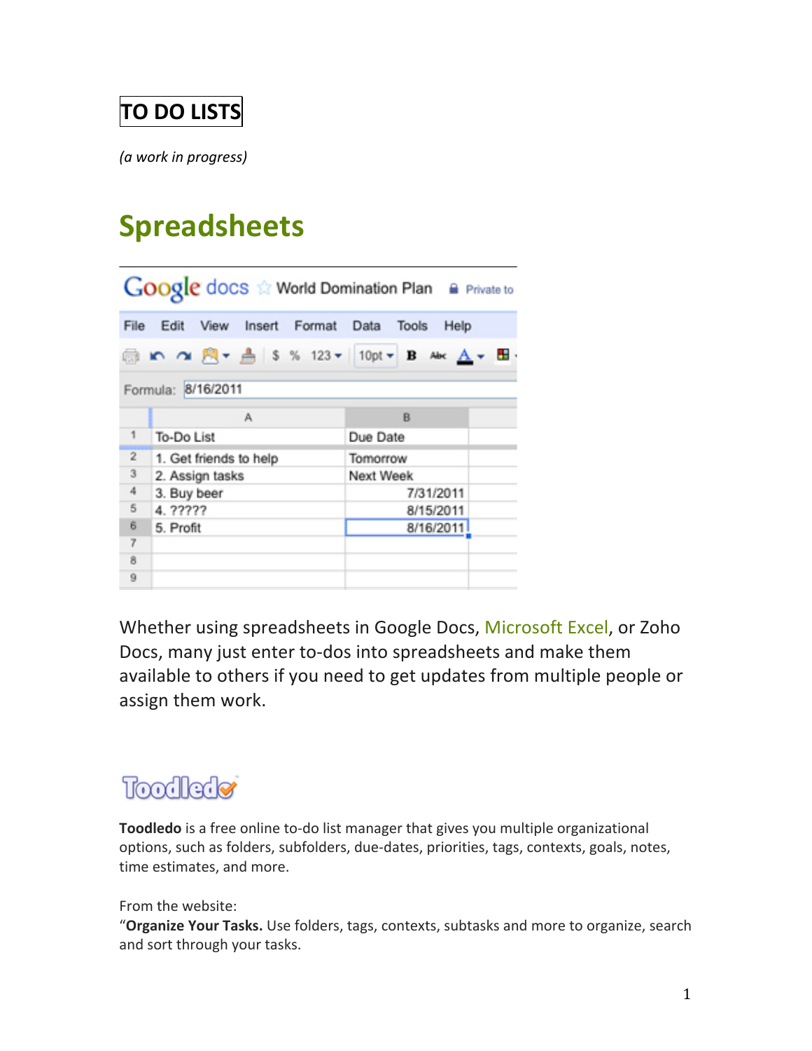# TO DO LISTS

*(a work in progress)*

## Spreadsheets

Whether using spreadsheets in Google Docs, Microsoft Excel, or Zoho Docs, many just enter to-dos into spreadsheets and make them available to others if you need to get updates from multiple people or assign them work.

**Toodledo** is a free online to-do list manager that gives you multiple organizational options, such as folders, subfolders, due-dates, priorities, tags, contexts, goals, notes, time estimates, and more.

From the website:
"**Organize Your Tasks.** Use folders, tags, contexts, subtasks and more to organize, search and sort through your tasks.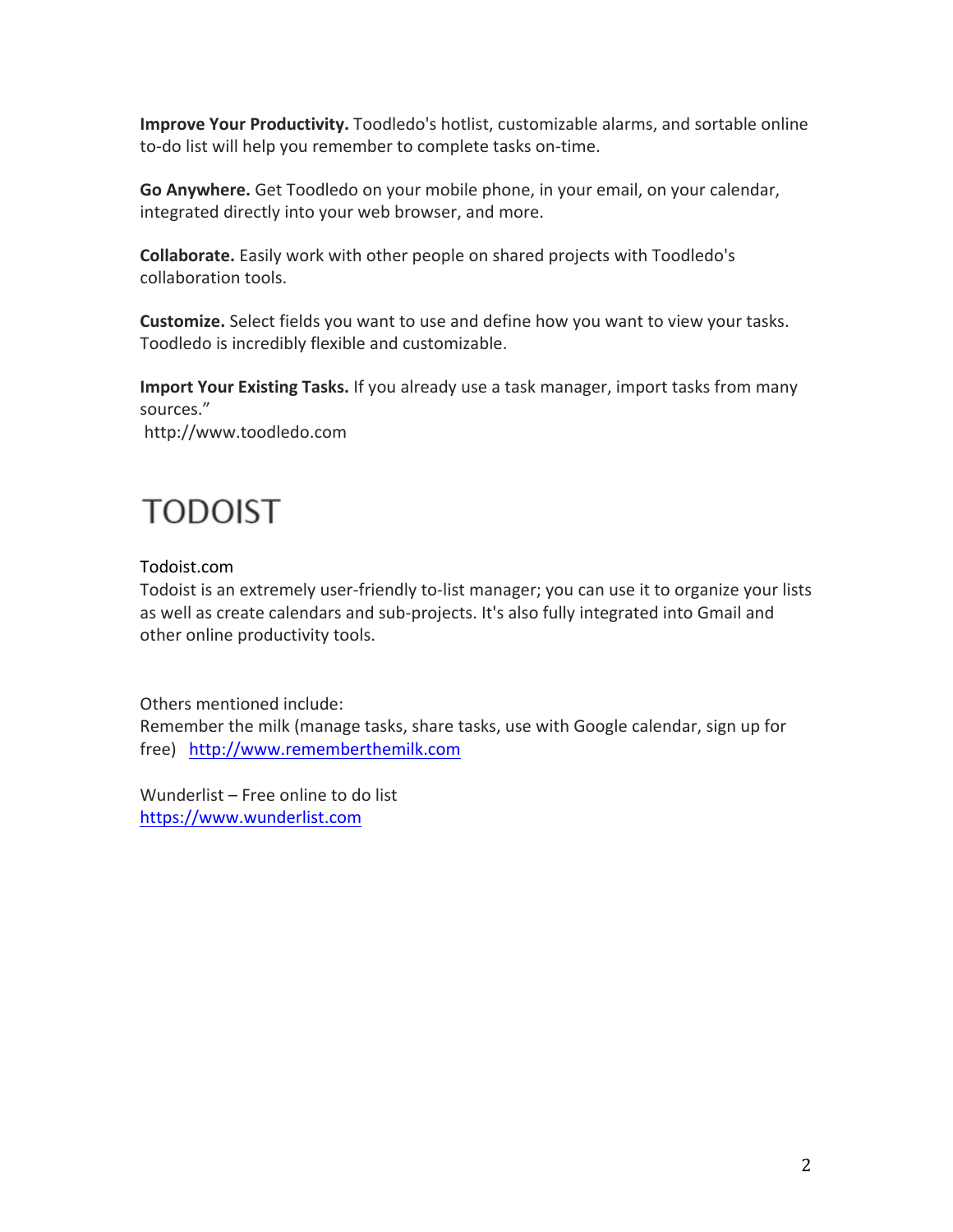**Improve Your Productivity.** Toodledo's hotlist, customizable alarms, and sortable online to-do list will help you remember to complete tasks on-time.

**Go Anywhere.** Get Toodledo on your mobile phone, in your email, on your calendar, integrated directly into your web browser, and more.

**Collaborate.** Easily work with other people on shared projects with Toodledo's collaboration tools.

**Customize.** Select fields you want to use and define how you want to view your tasks. Toodledo is incredibly flexible and customizable.

**Import Your Existing Tasks.** If you already use a task manager, import tasks from many sources."
http://www.toodledo.com

# TODOIST

Todoist.com
Todoist is an extremely user-friendly to-list manager; you can use it to organize your lists as well as create calendars and sub-projects. It's also fully integrated into Gmail and other online productivity tools.

Others mentioned include:
Remember the milk (manage tasks, share tasks, use with Google calendar, sign up for free) http://www.rememberthemilk.com

Wunderlist – Free online to do list
https://www.wunderlist.com